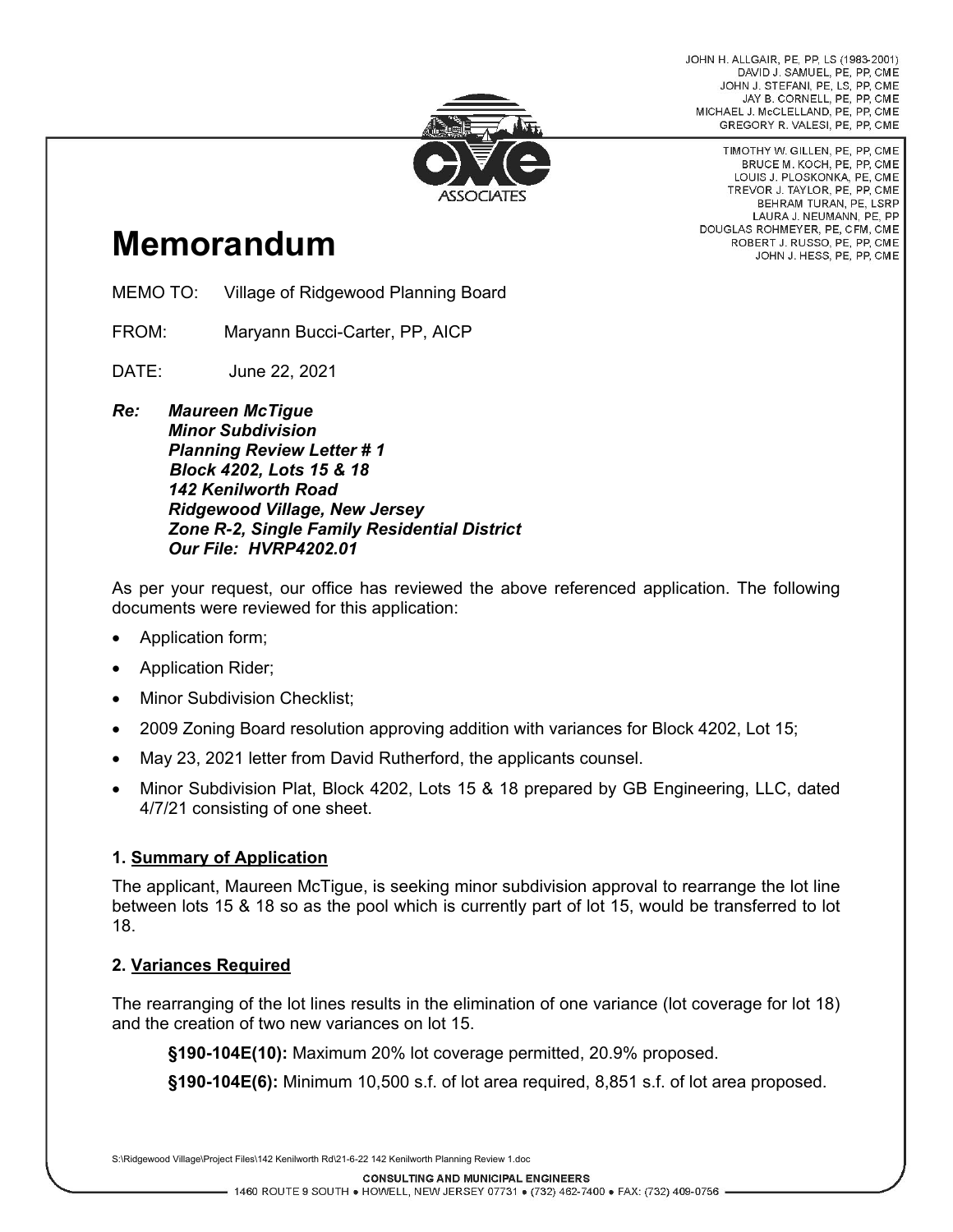JOHN H. ALLGAIR, PE, PP, LS (1983-2001)
DAVID J. SAMUEL, PE, PP, CME
JOHN J. STEFANI, PE, LS, PP, CME
JAY B. CORNELL, PE, PP, CME
MICHAEL J. McCLELLAND, PE, PP, CME
GREGORY R. VALESI, PE, PP, CME

TIMOTHY W. GILLEN, PE, PP, CME
BRUCE M. KOCH, PE, PP, CME
LOUIS J. PLOSKONKA, PE, CME
TREVOR J. TAYLOR, PE, PP, CME
BEHRAM TURAN, PE, LSRP
LAURA J. NEUMANN, PE, PP
DOUGLAS ROHMEYER, PE, CFM, CME
ROBERT J. RUSSO, PE, PP, CME
JOHN J. HESS, PE, PP, CME

# Memorandum

MEMO TO: Village of Ridgewood Planning Board

FROM: Maryann Bucci-Carter, PP, AICP

DATE: June 22, 2021

***Re: Maureen McTigue***
***Minor Subdivision***
***Planning Review Letter # 1***
***Block 4202, Lots 15 & 18***
***142 Kenilworth Road***
***Ridgewood Village, New Jersey***
***Zone R-2, Single Family Residential District***
***Our File: HVRP4202.01***

As per your request, our office has reviewed the above referenced application. The following documents were reviewed for this application:

- Application form;
- Application Rider;
- Minor Subdivision Checklist;
- 2009 Zoning Board resolution approving addition with variances for Block 4202, Lot 15;
- May 23, 2021 letter from David Rutherford, the applicants counsel.
- Minor Subdivision Plat, Block 4202, Lots 15 & 18 prepared by GB Engineering, LLC, dated 4/7/21 consisting of one sheet.

### 1. Summary of Application

The applicant, Maureen McTigue, is seeking minor subdivision approval to rearrange the lot line between lots 15 & 18 so as the pool which is currently part of lot 15, would be transferred to lot 18.

### 2. Variances Required

The rearranging of the lot lines results in the elimination of one variance (lot coverage for lot 18) and the creation of two new variances on lot 15.

**§190-104E(10):** Maximum 20% lot coverage permitted, 20.9% proposed.

**§190-104E(6):** Minimum 10,500 s.f. of lot area required, 8,851 s.f. of lot area proposed.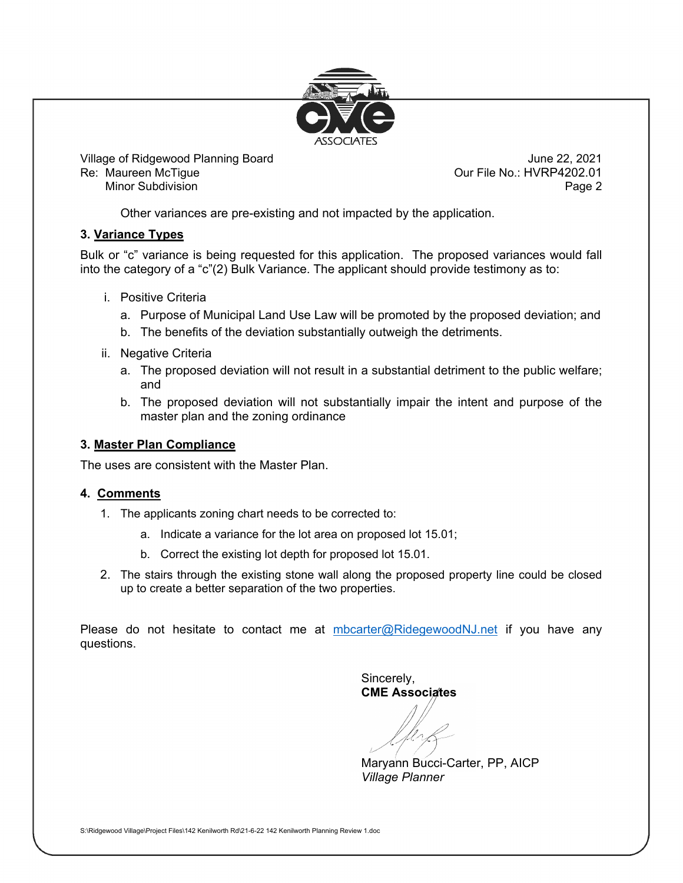Other variances are pre-existing and not impacted by the application.

**3. Variance Types**

Bulk or "c" variance is being requested for this application. The proposed variances would fall into the category of a "c"(2) Bulk Variance. The applicant should provide testimony as to:

i. Positive Criteria
   a. Purpose of Municipal Land Use Law will be promoted by the proposed deviation; and
   b. The benefits of the deviation substantially outweigh the detriments.

ii. Negative Criteria
   a. The proposed deviation will not result in a substantial detriment to the public welfare; and
   b. The proposed deviation will not substantially impair the intent and purpose of the master plan and the zoning ordinance

**3. Master Plan Compliance**

The uses are consistent with the Master Plan.

**4. Comments**

1. The applicants zoning chart needs to be corrected to:
   a. Indicate a variance for the lot area on proposed lot 15.01;
   b. Correct the existing lot depth for proposed lot 15.01.
2. The stairs through the existing stone wall along the proposed property line could be closed up to create a better separation of the two properties.

Please do not hesitate to contact me at mbcarter@RidegewoodNJ.net if you have any questions.

Sincerely,
**CME Associates**

Maryann Bucci-Carter, PP, AICP
*Village Planner*

S:\Ridgewood Village\Project Files\142 Kenilworth Rd\21-6-22 142 Kenilworth Planning Review 1.doc